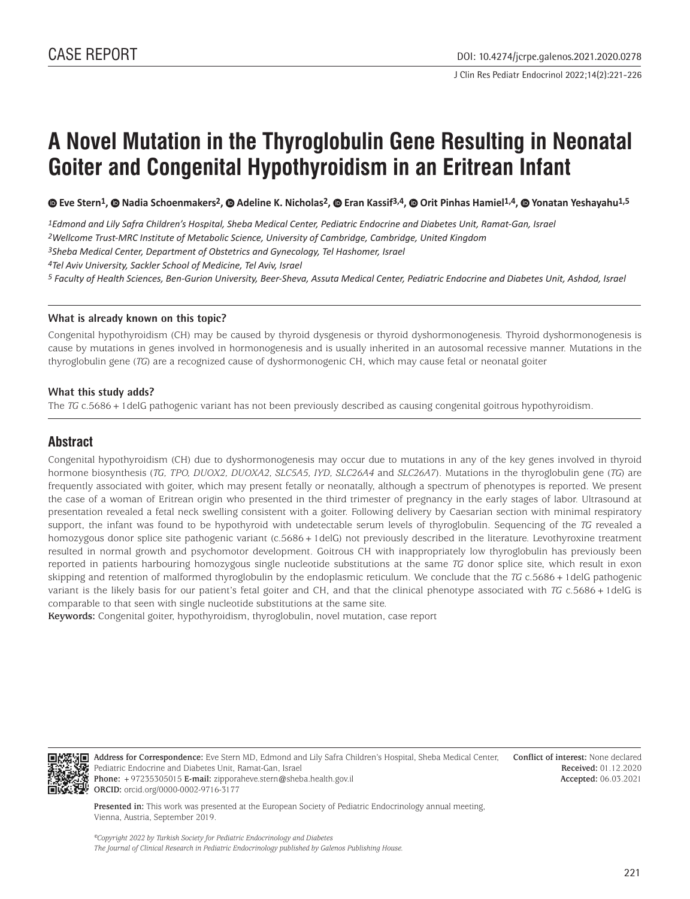CASE REPORT

DOI: 10.4274/jcrpe.galenos.2021.2020.0278

# A Novel Mutation in the Thyroglobulin Gene Resulting in Neonatal Goiter and Congenital Hypothyroidism in an Eritrean Infant

**Eve Stern[1], Nadia Schoenmakers[2], Adeline K. Nicholas[2], Eran Kassif[3,4], Orit Pinhas Hamiel[1,4], Yonatan Yeshayahu[1,5]**

*[1]Edmond and Lily Safra Children's Hospital, Sheba Medical Center, Pediatric Endocrine and Diabetes Unit, Ramat-Gan, Israel*
*[2]Wellcome Trust-MRC Institute of Metabolic Science, University of Cambridge, Cambridge, United Kingdom*
*[3]Sheba Medical Center, Department of Obstetrics and Gynecology, Tel Hashomer, Israel*
*[4]Tel Aviv University, Sackler School of Medicine, Tel Aviv, Israel*
*[5] Faculty of Health Sciences, Ben-Gurion University, Beer-Sheva, Assuta Medical Center, Pediatric Endocrine and Diabetes Unit, Ashdod, Israel*

### What is already known on this topic?

Congenital hypothyroidism (CH) may be caused by thyroid dysgenesis or thyroid dyshormonogenesis. Thyroid dyshormonogenesis is cause by mutations in genes involved in hormonogenesis and is usually inherited in an autosomal recessive manner. Mutations in the thyroglobulin gene (*TG*) are a recognized cause of dyshormonogenic CH, which may cause fetal or neonatal goiter

### What this study adds?

The *TG* c.5686+1delG pathogenic variant has not been previously described as causing congenital goitrous hypothyroidism.

## Abstract

Congenital hypothyroidism (CH) due to dyshormonogenesis may occur due to mutations in any of the key genes involved in thyroid hormone biosynthesis (*TG, TPO, DUOX2, DUOXA2, SLC5A5, IYD, SLC26A4* and *SLC26A7*). Mutations in the thyroglobulin gene (*TG*) are frequently associated with goiter, which may present fetally or neonatally, although a spectrum of phenotypes is reported. We present the case of a woman of Eritrean origin who presented in the third trimester of pregnancy in the early stages of labor. Ultrasound at presentation revealed a fetal neck swelling consistent with a goiter. Following delivery by Caesarian section with minimal respiratory support, the infant was found to be hypothyroid with undetectable serum levels of thyroglobulin. Sequencing of the *TG* revealed a homozygous donor splice site pathogenic variant (c.5686+1delG) not previously described in the literature. Levothyroxine treatment resulted in normal growth and psychomotor development. Goitrous CH with inappropriately low thyroglobulin has previously been reported in patients harbouring homozygous single nucleotide substitutions at the same *TG* donor splice site, which result in exon skipping and retention of malformed thyroglobulin by the endoplasmic reticulum. We conclude that the *TG* c.5686+1delG pathogenic variant is the likely basis for our patient's fetal goiter and CH, and that the clinical phenotype associated with *TG* c.5686+1delG is comparable to that seen with single nucleotide substitutions at the same site.

**Keywords:** Congenital goiter, hypothyroidism, thyroglobulin, novel mutation, case report

**Address for Correspondence:** Eve Stern MD, Edmond and Lily Safra Children's Hospital, Sheba Medical Center, Pediatric Endocrine and Diabetes Unit, Ramat-Gan, Israel
**Phone:** +97235305015 **E-mail:** zipporaheve.stern@sheba.health.gov.il
**ORCID:** orcid.org/0000-0002-9716-3177

**Conflict of interest:** None declared
**Received:** 01.12.2020
**Accepted:** 06.03.2021

**Presented in:** This work was presented at the European Society of Pediatric Endocrinology annual meeting, Vienna, Austria, September 2019.

*©Copyright 2022 by Turkish Society for Pediatric Endocrinology and Diabetes*
*The Journal of Clinical Research in Pediatric Endocrinology published by Galenos Publishing House.*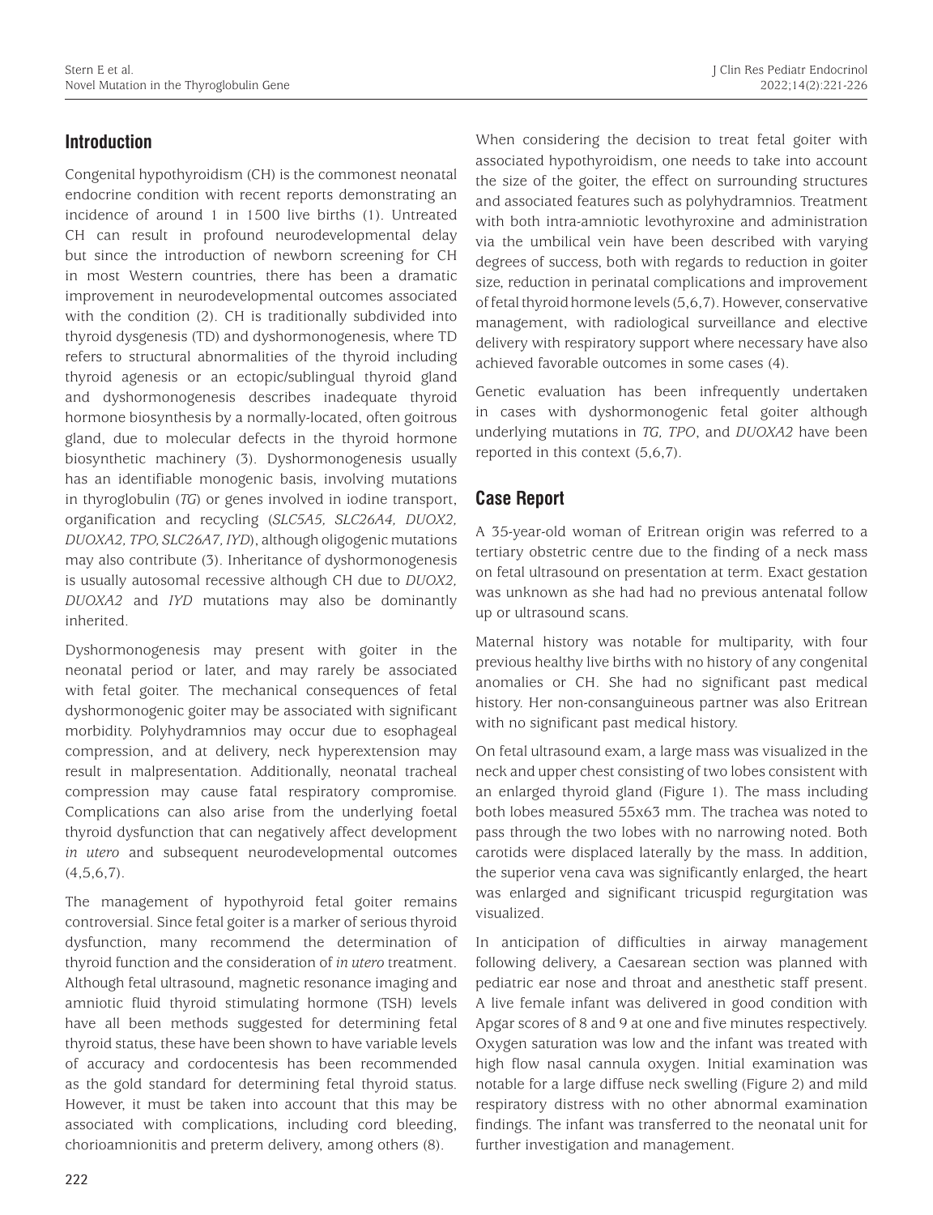## Introduction

Congenital hypothyroidism (CH) is the commonest neonatal endocrine condition with recent reports demonstrating an incidence of around 1 in 1500 live births (1). Untreated CH can result in profound neurodevelopmental delay but since the introduction of newborn screening for CH in most Western countries, there has been a dramatic improvement in neurodevelopmental outcomes associated with the condition (2). CH is traditionally subdivided into thyroid dysgenesis (TD) and dyshormonogenesis, where TD refers to structural abnormalities of the thyroid including thyroid agenesis or an ectopic/sublingual thyroid gland and dyshormonogenesis describes inadequate thyroid hormone biosynthesis by a normally-located, often goitrous gland, due to molecular defects in the thyroid hormone biosynthetic machinery (3). Dyshormonogenesis usually has an identifiable monogenic basis, involving mutations in thyroglobulin (*TG*) or genes involved in iodine transport, organification and recycling (*SLC5A5, SLC26A4, DUOX2, DUOXA2, TPO, SLC26A7, IYD*), although oligogenic mutations may also contribute (3). Inheritance of dyshormonogenesis is usually autosomal recessive although CH due to *DUOX2, DUOXA2* and *IYD* mutations may also be dominantly inherited.

Dyshormonogenesis may present with goiter in the neonatal period or later, and may rarely be associated with fetal goiter. The mechanical consequences of fetal dyshormonogenic goiter may be associated with significant morbidity. Polyhydramnios may occur due to esophageal compression, and at delivery, neck hyperextension may result in malpresentation. Additionally, neonatal tracheal compression may cause fatal respiratory compromise. Complications can also arise from the underlying foetal thyroid dysfunction that can negatively affect development *in utero* and subsequent neurodevelopmental outcomes (4,5,6,7).

The management of hypothyroid fetal goiter remains controversial. Since fetal goiter is a marker of serious thyroid dysfunction, many recommend the determination of thyroid function and the consideration of *in utero* treatment. Although fetal ultrasound, magnetic resonance imaging and amniotic fluid thyroid stimulating hormone (TSH) levels have all been methods suggested for determining fetal thyroid status, these have been shown to have variable levels of accuracy and cordocentesis has been recommended as the gold standard for determining fetal thyroid status. However, it must be taken into account that this may be associated with complications, including cord bleeding, chorioamnionitis and preterm delivery, among others (8).

When considering the decision to treat fetal goiter with associated hypothyroidism, one needs to take into account the size of the goiter, the effect on surrounding structures and associated features such as polyhydramnios. Treatment with both intra-amniotic levothyroxine and administration via the umbilical vein have been described with varying degrees of success, both with regards to reduction in goiter size, reduction in perinatal complications and improvement of fetal thyroid hormone levels (5,6,7). However, conservative management, with radiological surveillance and elective delivery with respiratory support where necessary have also achieved favorable outcomes in some cases (4).

Genetic evaluation has been infrequently undertaken in cases with dyshormonogenic fetal goiter although underlying mutations in *TG, TPO*, and *DUOXA2* have been reported in this context (5,6,7).

## Case Report

A 35-year-old woman of Eritrean origin was referred to a tertiary obstetric centre due to the finding of a neck mass on fetal ultrasound on presentation at term. Exact gestation was unknown as she had had no previous antenatal follow up or ultrasound scans.

Maternal history was notable for multiparity, with four previous healthy live births with no history of any congenital anomalies or CH. She had no significant past medical history. Her non-consanguineous partner was also Eritrean with no significant past medical history.

On fetal ultrasound exam, a large mass was visualized in the neck and upper chest consisting of two lobes consistent with an enlarged thyroid gland (Figure 1). The mass including both lobes measured 55x63 mm. The trachea was noted to pass through the two lobes with no narrowing noted. Both carotids were displaced laterally by the mass. In addition, the superior vena cava was significantly enlarged, the heart was enlarged and significant tricuspid regurgitation was visualized.

In anticipation of difficulties in airway management following delivery, a Caesarean section was planned with pediatric ear nose and throat and anesthetic staff present. A live female infant was delivered in good condition with Apgar scores of 8 and 9 at one and five minutes respectively. Oxygen saturation was low and the infant was treated with high flow nasal cannula oxygen. Initial examination was notable for a large diffuse neck swelling (Figure 2) and mild respiratory distress with no other abnormal examination findings. The infant was transferred to the neonatal unit for further investigation and management.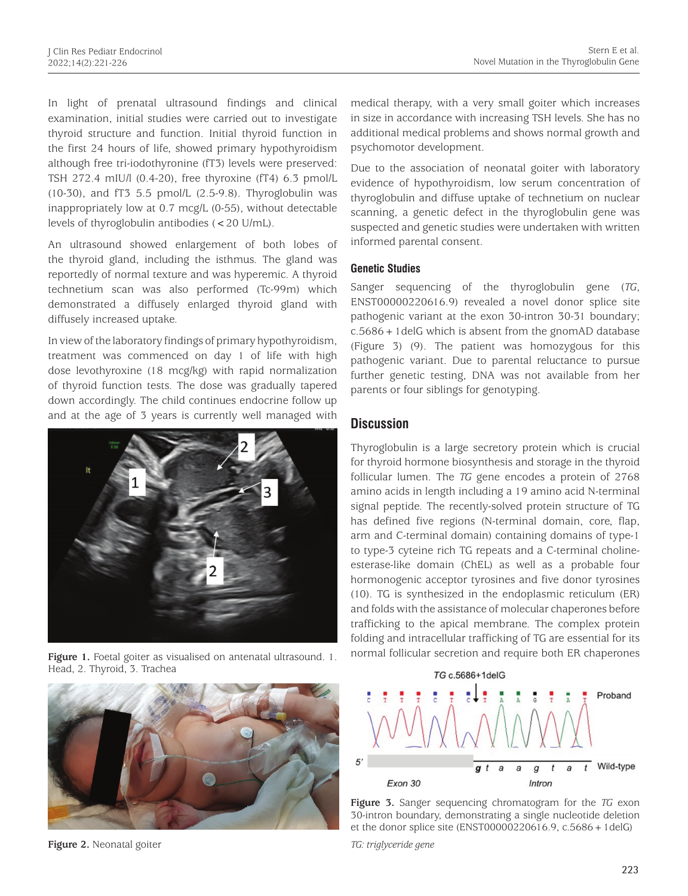In light of prenatal ultrasound findings and clinical examination, initial studies were carried out to investigate thyroid structure and function. Initial thyroid function in the first 24 hours of life, showed primary hypothyroidism although free tri-iodothyronine (fT3) levels were preserved: TSH 272.4 mIU/l (0.4-20), free thyroxine (fT4) 6.3 pmol/L (10-30), and fT3 5.5 pmol/L (2.5-9.8). Thyroglobulin was inappropriately low at 0.7 mcg/L (0-55), without detectable levels of thyroglobulin antibodies (<20 U/mL).

An ultrasound showed enlargement of both lobes of the thyroid gland, including the isthmus. The gland was reportedly of normal texture and was hyperemic. A thyroid technetium scan was also performed (Tc-99m) which demonstrated a diffusely enlarged thyroid gland with diffusely increased uptake.

In view of the laboratory findings of primary hypothyroidism, treatment was commenced on day 1 of life with high dose levothyroxine (18 mcg/kg) with rapid normalization of thyroid function tests. The dose was gradually tapered down accordingly. The child continues endocrine follow up and at the age of 3 years is currently well managed with medical therapy, with a very small goiter which increases in size in accordance with increasing TSH levels. She has no additional medical problems and shows normal growth and psychomotor development.

**Figure 1.** Foetal goiter as visualised on antenatal ultrasound. 1. Head, 2. Thyroid, 3. Trachea

**Figure 2.** Neonatal goiter

Due to the association of neonatal goiter with laboratory evidence of hypothyroidism, low serum concentration of thyroglobulin and diffuse uptake of technetium on nuclear scanning, a genetic defect in the thyroglobulin gene was suspected and genetic studies were undertaken with written informed parental consent.

### Genetic Studies

Sanger sequencing of the thyroglobulin gene (*TG*, ENST00000220616.9) revealed a novel donor splice site pathogenic variant at the exon 30-intron 30-31 boundary; c.5686+1delG which is absent from the gnomAD database (Figure 3) (9). The patient was homozygous for this pathogenic variant. Due to parental reluctance to pursue further genetic testing, DNA was not available from her parents or four siblings for genotyping.

## Discussion

Thyroglobulin is a large secretory protein which is crucial for thyroid hormone biosynthesis and storage in the thyroid follicular lumen. The *TG* gene encodes a protein of 2768 amino acids in length including a 19 amino acid N-terminal signal peptide. The recently-solved protein structure of TG has defined five regions (N-terminal domain, core, flap, arm and C-terminal domain) containing domains of type-1 to type-3 cyteine rich TG repeats and a C-terminal choline-esterase-like domain (ChEL) as well as a probable four hormonogenic acceptor tyrosines and five donor tyrosines (10). TG is synthesized in the endoplasmic reticulum (ER) and folds with the assistance of molecular chaperones before trafficking to the apical membrane. The complex protein folding and intracellular trafficking of TG are essential for its normal follicular secretion and require both ER chaperones

**Figure 3.** Sanger sequencing chromatogram for the *TG* exon 30-intron boundary, demonstrating a single nucleotide deletion et the donor splice site (ENST00000220616.9, c.5686+1delG)

*TG: triglyceride gene*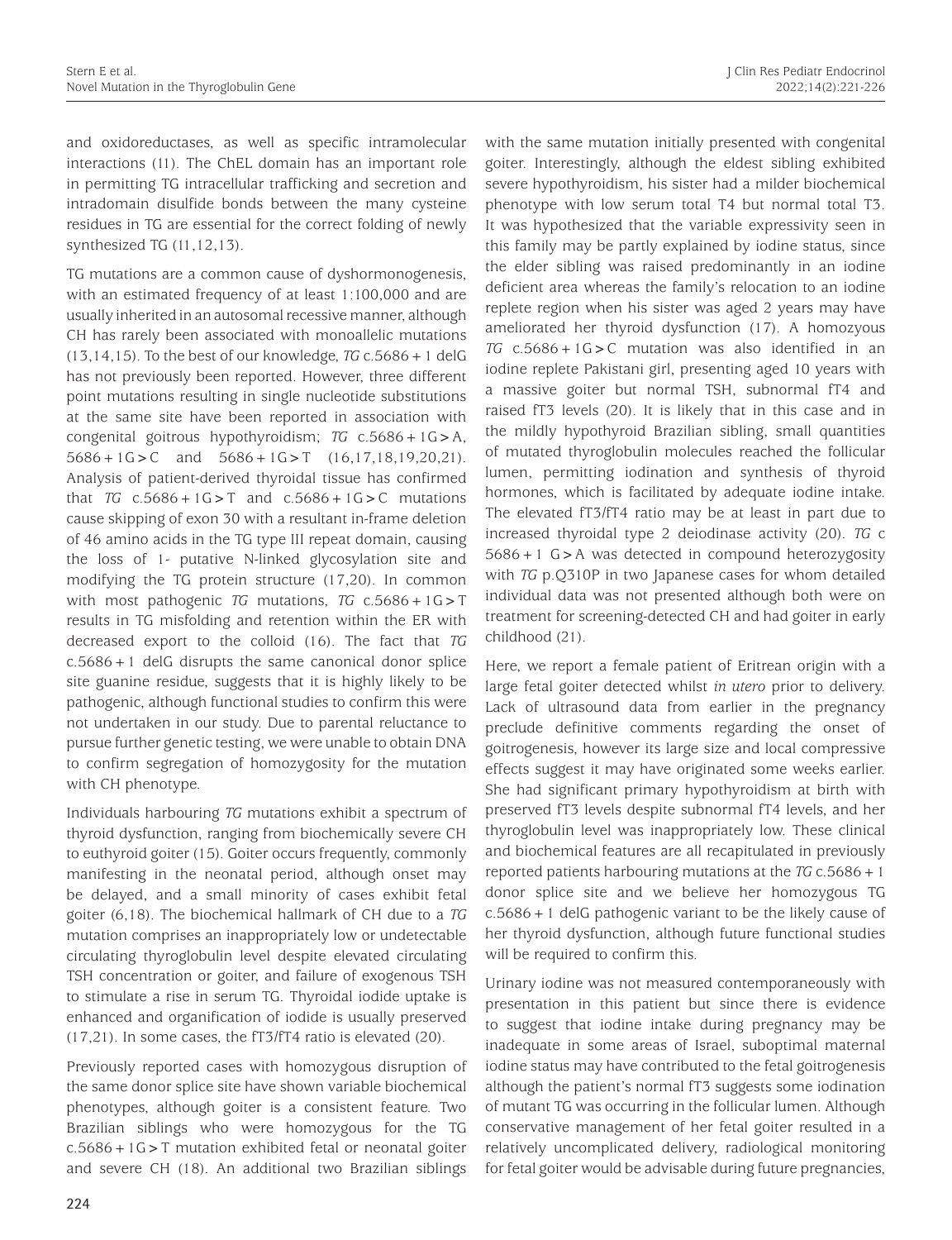and oxidoreductases, as well as specific intramolecular interactions (11). The ChEL domain has an important role in permitting TG intracellular trafficking and secretion and intradomain disulfide bonds between the many cysteine residues in TG are essential for the correct folding of newly synthesized TG (11,12,13).

TG mutations are a common cause of dyshormonogenesis, with an estimated frequency of at least 1:100,000 and are usually inherited in an autosomal recessive manner, although CH has rarely been associated with monoallelic mutations (13,14,15). To the best of our knowledge, *TG* c.5686+1 delG has not previously been reported. However, three different point mutations resulting in single nucleotide substitutions at the same site have been reported in association with congenital goitrous hypothyroidism; *TG* c.5686+1G>A, 5686+1G>C and 5686+1G>T (16,17,18,19,20,21). Analysis of patient-derived thyroidal tissue has confirmed that *TG* c.5686+1G>T and c.5686+1G>C mutations cause skipping of exon 30 with a resultant in-frame deletion of 46 amino acids in the TG type III repeat domain, causing the loss of 1- putative N-linked glycosylation site and modifying the TG protein structure (17,20). In common with most pathogenic *TG* mutations, *TG* c.5686+1G>T results in TG misfolding and retention within the ER with decreased export to the colloid (16). The fact that *TG* c.5686+1 delG disrupts the same canonical donor splice site guanine residue, suggests that it is highly likely to be pathogenic, although functional studies to confirm this were not undertaken in our study. Due to parental reluctance to pursue further genetic testing, we were unable to obtain DNA to confirm segregation of homozygosity for the mutation with CH phenotype.

Individuals harbouring *TG* mutations exhibit a spectrum of thyroid dysfunction, ranging from biochemically severe CH to euthyroid goiter (15). Goiter occurs frequently, commonly manifesting in the neonatal period, although onset may be delayed, and a small minority of cases exhibit fetal goiter (6,18). The biochemical hallmark of CH due to a *TG* mutation comprises an inappropriately low or undetectable circulating thyroglobulin level despite elevated circulating TSH concentration or goiter, and failure of exogenous TSH to stimulate a rise in serum TG. Thyroidal iodide uptake is enhanced and organification of iodide is usually preserved (17,21). In some cases, the fT3/fT4 ratio is elevated (20).

Previously reported cases with homozygous disruption of the same donor splice site have shown variable biochemical phenotypes, although goiter is a consistent feature. Two Brazilian siblings who were homozygous for the TG c.5686+1G>T mutation exhibited fetal or neonatal goiter and severe CH (18). An additional two Brazilian siblings with the same mutation initially presented with congenital goiter. Interestingly, although the eldest sibling exhibited severe hypothyroidism, his sister had a milder biochemical phenotype with low serum total T4 but normal total T3. It was hypothesized that the variable expressivity seen in this family may be partly explained by iodine status, since the elder sibling was raised predominantly in an iodine deficient area whereas the family's relocation to an iodine replete region when his sister was aged 2 years may have ameliorated her thyroid dysfunction (17). A homozygous *TG* c.5686+1G>C mutation was also identified in an iodine replete Pakistani girl, presenting aged 10 years with a massive goiter but normal TSH, subnormal fT4 and raised fT3 levels (20). It is likely that in this case and in the mildly hypothyroid Brazilian sibling, small quantities of mutated thyroglobulin molecules reached the follicular lumen, permitting iodination and synthesis of thyroid hormones, which is facilitated by adequate iodine intake. The elevated fT3/fT4 ratio may be at least in part due to increased thyroidal type 2 deiodinase activity (20). *TG* c 5686+1 G>A was detected in compound heterozygosity with *TG* p.Q310P in two Japanese cases for whom detailed individual data was not presented although both were on treatment for screening-detected CH and had goiter in early childhood (21).

Here, we report a female patient of Eritrean origin with a large fetal goiter detected whilst *in utero* prior to delivery. Lack of ultrasound data from earlier in the pregnancy preclude definitive comments regarding the onset of goitrogenesis, however its large size and local compressive effects suggest it may have originated some weeks earlier. She had significant primary hypothyroidism at birth with preserved fT3 levels despite subnormal fT4 levels, and her thyroglobulin level was inappropriately low. These clinical and biochemical features are all recapitulated in previously reported patients harbouring mutations at the *TG* c.5686+1 donor splice site and we believe her homozygous TG c.5686+1 delG pathogenic variant to be the likely cause of her thyroid dysfunction, although future functional studies will be required to confirm this.

Urinary iodine was not measured contemporaneously with presentation in this patient but since there is evidence to suggest that iodine intake during pregnancy may be inadequate in some areas of Israel, suboptimal maternal iodine status may have contributed to the fetal goitrogenesis although the patient's normal fT3 suggests some iodination of mutant TG was occurring in the follicular lumen. Although conservative management of her fetal goiter resulted in a relatively uncomplicated delivery, radiological monitoring for fetal goiter would be advisable during future pregnancies,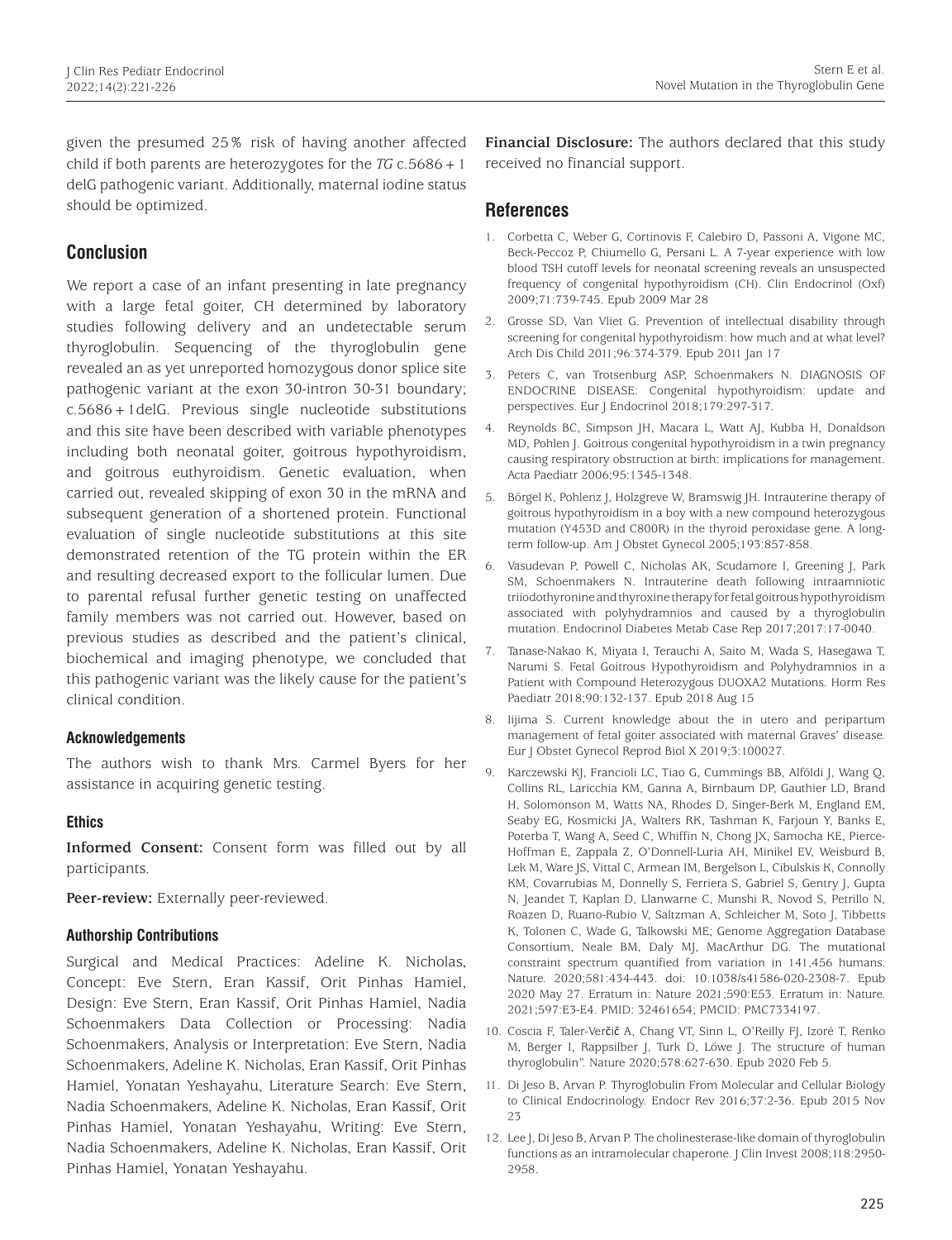given the presumed 25% risk of having another affected child if both parents are heterozygotes for the *TG* c.5686+1 delG pathogenic variant. Additionally, maternal iodine status should be optimized.

## Conclusion

We report a case of an infant presenting in late pregnancy with a large fetal goiter, CH determined by laboratory studies following delivery and an undetectable serum thyroglobulin. Sequencing of the thyroglobulin gene revealed an as yet unreported homozygous donor splice site pathogenic variant at the exon 30-intron 30-31 boundary; c.5686+1delG. Previous single nucleotide substitutions and this site have been described with variable phenotypes including both neonatal goiter, goitrous hypothyroidism, and goitrous euthyroidism. Genetic evaluation, when carried out, revealed skipping of exon 30 in the mRNA and subsequent generation of a shortened protein. Functional evaluation of single nucleotide substitutions at this site demonstrated retention of the TG protein within the ER and resulting decreased export to the follicular lumen. Due to parental refusal further genetic testing on unaffected family members was not carried out. However, based on previous studies as described and the patient's clinical, biochemical and imaging phenotype, we concluded that this pathogenic variant was the likely cause for the patient's clinical condition.

### Acknowledgements

The authors wish to thank Mrs. Carmel Byers for her assistance in acquiring genetic testing.

### Ethics

**Informed Consent:** Consent form was filled out by all participants.

**Peer-review:** Externally peer-reviewed.

### Authorship Contributions

Surgical and Medical Practices: Adeline K. Nicholas, Concept: Eve Stern, Eran Kassif, Orit Pinhas Hamiel, Design: Eve Stern, Eran Kassif, Orit Pinhas Hamiel, Nadia Schoenmakers Data Collection or Processing: Nadia Schoenmakers, Analysis or Interpretation: Eve Stern, Nadia Schoenmakers, Adeline K. Nicholas, Eran Kassif, Orit Pinhas Hamiel, Yonatan Yeshayahu, Literature Search: Eve Stern, Nadia Schoenmakers, Adeline K. Nicholas, Eran Kassif, Orit Pinhas Hamiel, Yonatan Yeshayahu, Writing: Eve Stern, Nadia Schoenmakers, Adeline K. Nicholas, Eran Kassif, Orit Pinhas Hamiel, Yonatan Yeshayahu.

**Financial Disclosure:** The authors declared that this study received no financial support.

## References

1. Corbetta C, Weber G, Cortinovis F, Calebiro D, Passoni A, Vigone MC, Beck-Peccoz P, Chiumello G, Persani L. A 7-year experience with low blood TSH cutoff levels for neonatal screening reveals an unsuspected frequency of congenital hypothyroidism (CH). Clin Endocrinol (Oxf) 2009;71:739-745. Epub 2009 Mar 28
2. Grosse SD, Van Vliet G. Prevention of intellectual disability through screening for congenital hypothyroidism: how much and at what level? Arch Dis Child 2011;96:374-379. Epub 2011 Jan 17
3. Peters C, van Trotsenburg ASP, Schoenmakers N. DIAGNOSIS OF ENDOCRINE DISEASE: Congenital hypothyroidism: update and perspectives. Eur J Endocrinol 2018;179:297-317.
4. Reynolds BC, Simpson JH, Macara L, Watt AJ, Kubba H, Donaldson MD, Pohlen J. Goitrous congenital hypothyroidism in a twin pregnancy causing respiratory obstruction at birth: implications for management. Acta Paediatr 2006;95:1345-1348.
5. Börgel K, Pohlenz J, Holzgreve W, Bramswig JH. Intrauterine therapy of goitrous hypothyroidism in a boy with a new compound heterozygous mutation (Y453D and C800R) in the thyroid peroxidase gene. A long-term follow-up. Am J Obstet Gynecol 2005;193:857-858.
6. Vasudevan P, Powell C, Nicholas AK, Scudamore I, Greening J, Park SM, Schoenmakers N. Intrauterine death following intraamniotic triiodothyronine and thyroxine therapy for fetal goitrous hypothyroidism associated with polyhydramnios and caused by a thyroglobulin mutation. Endocrinol Diabetes Metab Case Rep 2017;2017:17-0040.
7. Tanase-Nakao K, Miyata I, Terauchi A, Saito M, Wada S, Hasegawa T, Narumi S. Fetal Goitrous Hypothyroidism and Polyhydramnios in a Patient with Compound Heterozygous DUOXA2 Mutations. Horm Res Paediatr 2018;90:132-137. Epub 2018 Aug 15
8. Iijima S. Current knowledge about the in utero and peripartum management of fetal goiter associated with maternal Graves' disease. Eur J Obstet Gynecol Reprod Biol X 2019;3:100027.
9. Karczewski KJ, Francioli LC, Tiao G, Cummings BB, Alföldi J, Wang Q, Collins RL, Laricchia KM, Ganna A, Birnbaum DP, Gauthier LD, Brand H, Solomonson M, Watts NA, Rhodes D, Singer-Berk M, England EM, Seaby EG, Kosmicki JA, Walters RK, Tashman K, Farjoun Y, Banks E, Poterba T, Wang A, Seed C, Whiffin N, Chong JX, Samocha KE, Pierce-Hoffman E, Zappala Z, O'Donnell-Luria AH, Minikel EV, Weisburd B, Lek M, Ware JS, Vittal C, Armean IM, Bergelson L, Cibulskis K, Connolly KM, Covarrubias M, Donnelly S, Ferriera S, Gabriel S, Gentry J, Gupta N, Jeandet T, Kaplan D, Llanwarne C, Munshi R, Novod S, Petrillo N, Roazen D, Ruano-Rubio V, Saltzman A, Schleicher M, Soto J, Tibbetts K, Tolonen C, Wade G, Talkowski ME; Genome Aggregation Database Consortium, Neale BM, Daly MJ, MacArthur DG. The mutational constraint spectrum quantified from variation in 141,456 humans. Nature. 2020;581:434-443. doi: 10.1038/s41586-020-2308-7. Epub 2020 May 27. Erratum in: Nature 2021;590:E53. Erratum in: Nature. 2021;597:E3-E4. PMID: 32461654; PMCID: PMC7334197.
10. Coscia F, Taler-Verčič A, Chang VT, Sinn L, O'Reilly FJ, Izoré T, Renko M, Berger I, Rappsilber J, Turk D, Löwe J. The structure of human thyroglobulin". Nature 2020;578:627-630. Epub 2020 Feb 5.
11. Di Jeso B, Arvan P. Thyroglobulin From Molecular and Cellular Biology to Clinical Endocrinology. Endocr Rev 2016;37:2-36. Epub 2015 Nov 23
12. Lee J, Di Jeso B, Arvan P. The cholinesterase-like domain of thyroglobulin functions as an intramolecular chaperone. J Clin Invest 2008;118:2950-2958.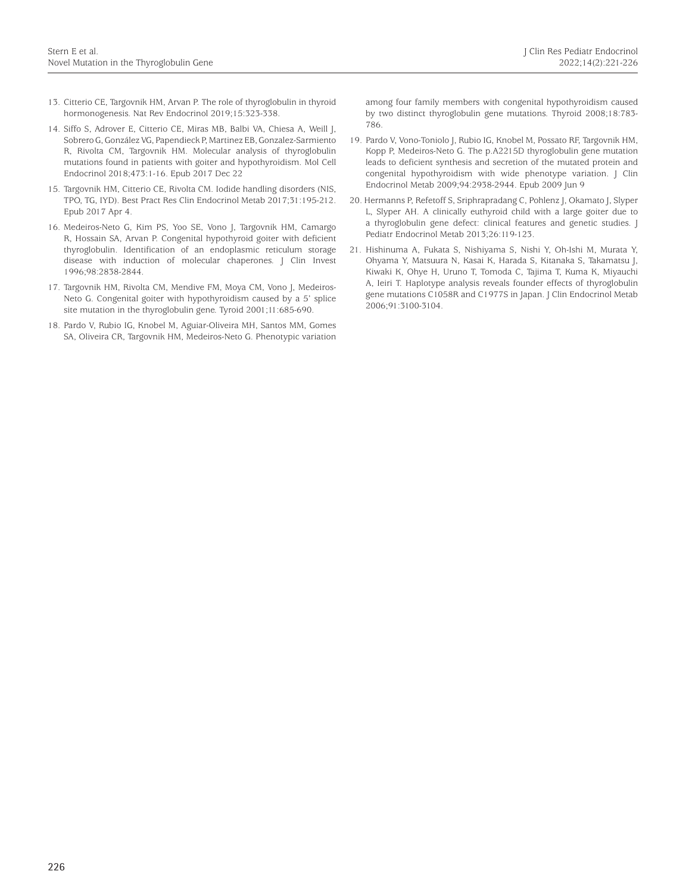13. Citterio CE, Targovnik HM, Arvan P. The role of thyroglobulin in thyroid hormonogenesis. Nat Rev Endocrinol 2019;15:323-338.
14. Siffo S, Adrover E, Citterio CE, Miras MB, Balbi VA, Chiesa A, Weill J, Sobrero G, González VG, Papendieck P, Martinez EB, Gonzalez-Sarmiento R, Rivolta CM, Targovnik HM. Molecular analysis of thyroglobulin mutations found in patients with goiter and hypothyroidism. Mol Cell Endocrinol 2018;473:1-16. Epub 2017 Dec 22
15. Targovnik HM, Citterio CE, Rivolta CM. Iodide handling disorders (NIS, TPO, TG, IYD). Best Pract Res Clin Endocrinol Metab 2017;31:195-212. Epub 2017 Apr 4.
16. Medeiros-Neto G, Kim PS, Yoo SE, Vono J, Targovnik HM, Camargo R, Hossain SA, Arvan P. Congenital hypothyroid goiter with deficient thyroglobulin. Identification of an endoplasmic reticulum storage disease with induction of molecular chaperones. J Clin Invest 1996;98:2838-2844.
17. Targovnik HM, Rivolta CM, Mendive FM, Moya CM, Vono J, Medeiros-Neto G. Congenital goiter with hypothyroidism caused by a 5' splice site mutation in the thyroglobulin gene. Tyroid 2001;11:685-690.
18. Pardo V, Rubio IG, Knobel M, Aguiar-Oliveira MH, Santos MM, Gomes SA, Oliveira CR, Targovnik HM, Medeiros-Neto G. Phenotypic variation among four family members with congenital hypothyroidism caused by two distinct thyroglobulin gene mutations. Thyroid 2008;18:783-786.
19. Pardo V, Vono-Toniolo J, Rubio IG, Knobel M, Possato RF, Targovnik HM, Kopp P, Medeiros-Neto G. The p.A2215D thyroglobulin gene mutation leads to deficient synthesis and secretion of the mutated protein and congenital hypothyroidism with wide phenotype variation. J Clin Endocrinol Metab 2009;94:2938-2944. Epub 2009 Jun 9
20. Hermanns P, Refetoff S, Sriphrapradang C, Pohlenz J, Okamato J, Slyper L, Slyper AH. A clinically euthyroid child with a large goiter due to a thyroglobulin gene defect: clinical features and genetic studies. J Pediatr Endocrinol Metab 2013;26:119-123.
21. Hishinuma A, Fukata S, Nishiyama S, Nishi Y, Oh-Ishi M, Murata Y, Ohyama Y, Matsuura N, Kasai K, Harada S, Kitanaka S, Takamatsu J, Kiwaki K, Ohye H, Uruno T, Tomoda C, Tajima T, Kuma K, Miyauchi A, Ieiri T. Haplotype analysis reveals founder effects of thyroglobulin gene mutations C1058R and C1977S in Japan. J Clin Endocrinol Metab 2006;91:3100-3104.